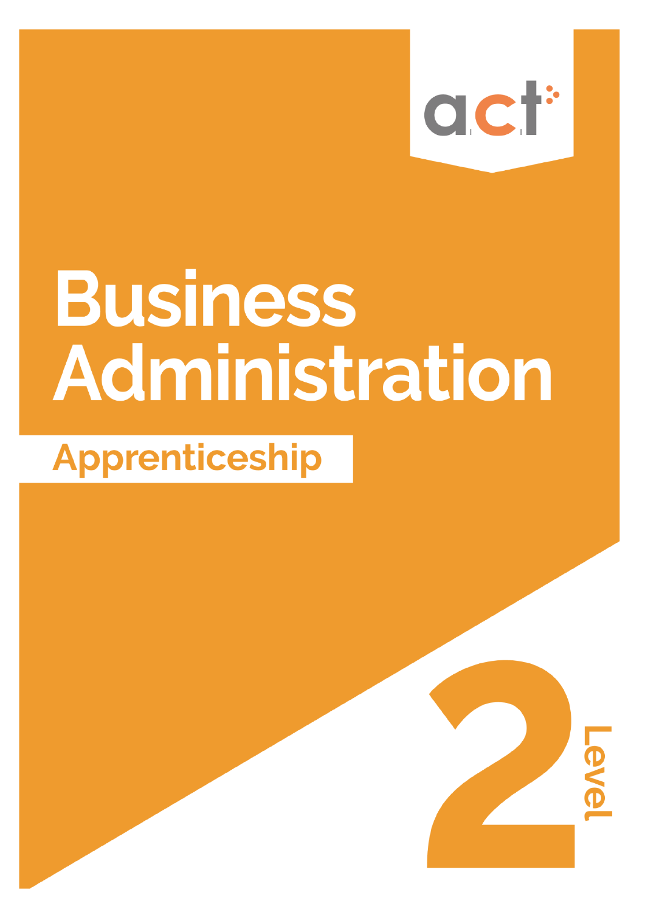act

# Business Administration

## Apprenticeship

Level 2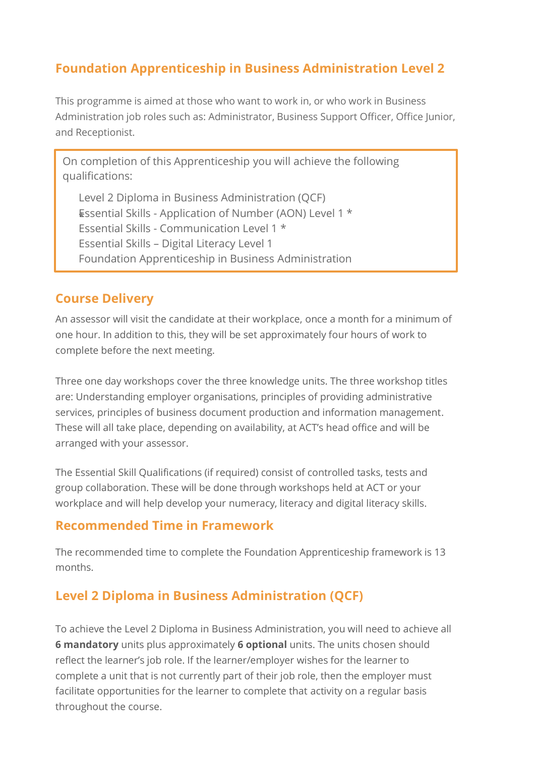## Foundation Apprenticeship in Business Administration Level 2

This programme is aimed at those who want to work in, or who work in Business Administration job roles such as: Administrator, Business Support Officer, Office Junior, and Receptionist.

On completion of this Apprenticeship you will achieve the following qualifications:

- Level 2 Diploma in Business Administration (QCF)
- Essential Skills - Application of Number (AON) Level 1 *
- Essential Skills - Communication Level 1 *
- Essential Skills – Digital Literacy Level 1
- Foundation Apprenticeship in Business Administration

### Course Delivery

An assessor will visit the candidate at their workplace, once a month for a minimum of one hour. In addition to this, they will be set approximately four hours of work to complete before the next meeting.

Three one day workshops cover the three knowledge units. The three workshop titles are: Understanding employer organisations, principles of providing administrative services, principles of business document production and information management. These will all take place, depending on availability, at ACT's head office and will be arranged with your assessor.

The Essential Skill Qualifications (if required) consist of controlled tasks, tests and group collaboration. These will be done through workshops held at ACT or your workplace and will help develop your numeracy, literacy and digital literacy skills.

### Recommended Time in Framework

The recommended time to complete the Foundation Apprenticeship framework is 13 months.

### Level 2 Diploma in Business Administration (QCF)

To achieve the Level 2 Diploma in Business Administration, you will need to achieve all **6 mandatory** units plus approximately **6 optional** units. The units chosen should reflect the learner's job role. If the learner/employer wishes for the learner to complete a unit that is not currently part of their job role, then the employer must facilitate opportunities for the learner to complete that activity on a regular basis throughout the course.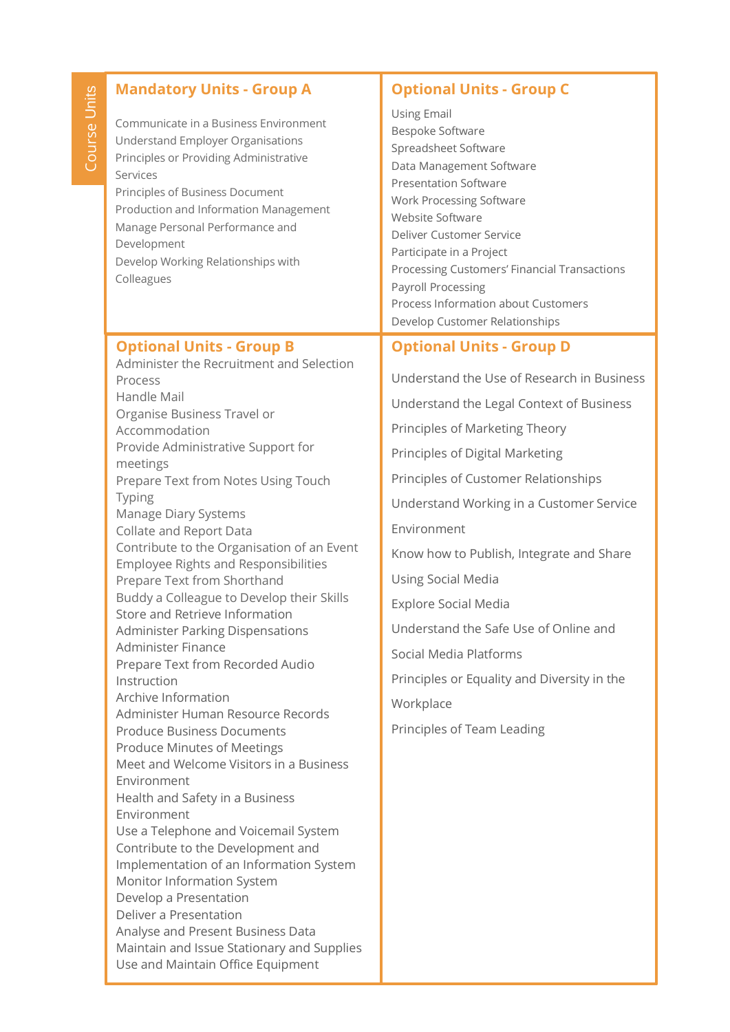## Course Units

### Mandatory Units - Group A

- Communicate in a Business Environment
- Understand Employer Organisations
- Principles or Providing Administrative Services
- Principles of Business Document Production and Information Management
- Manage Personal Performance and Development
- Develop Working Relationships with Colleagues

### Optional Units - Group C

- Using Email
- Bespoke Software
- Spreadsheet Software
- Data Management Software
- Presentation Software
- Work Processing Software
- Website Software
- Deliver Customer Service
- Participate in a Project
- Processing Customers' Financial Transactions
- Payroll Processing
- Process Information about Customers
- Develop Customer Relationships

### Optional Units - Group B

- Administer the Recruitment and Selection Process
- Handle Mail
- Organise Business Travel or Accommodation
- Provide Administrative Support for meetings
- Prepare Text from Notes Using Touch Typing
- Manage Diary Systems
- Collate and Report Data
- Contribute to the Organisation of an Event
- Employee Rights and Responsibilities
- Prepare Text from Shorthand
- Buddy a Colleague to Develop their Skills
- Store and Retrieve Information
- Administer Parking Dispensations
- Administer Finance
- Prepare Text from Recorded Audio Instruction
- Archive Information
- Administer Human Resource Records
- Produce Business Documents
- Produce Minutes of Meetings
- Meet and Welcome Visitors in a Business Environment
- Health and Safety in a Business Environment
- Use a Telephone and Voicemail System
- Contribute to the Development and Implementation of an Information System
- Monitor Information System
- Develop a Presentation
- Deliver a Presentation
- Analyse and Present Business Data
- Maintain and Issue Stationary and Supplies
- Use and Maintain Office Equipment

### Optional Units - Group D

- Understand the Use of Research in Business
- Understand the Legal Context of Business
- Principles of Marketing Theory
- Principles of Digital Marketing
- Principles of Customer Relationships
- Understand Working in a Customer Service Environment
- Know how to Publish, Integrate and Share Using Social Media
- Explore Social Media
- Understand the Safe Use of Online and Social Media Platforms
- Principles or Equality and Diversity in the Workplace
- Principles of Team Leading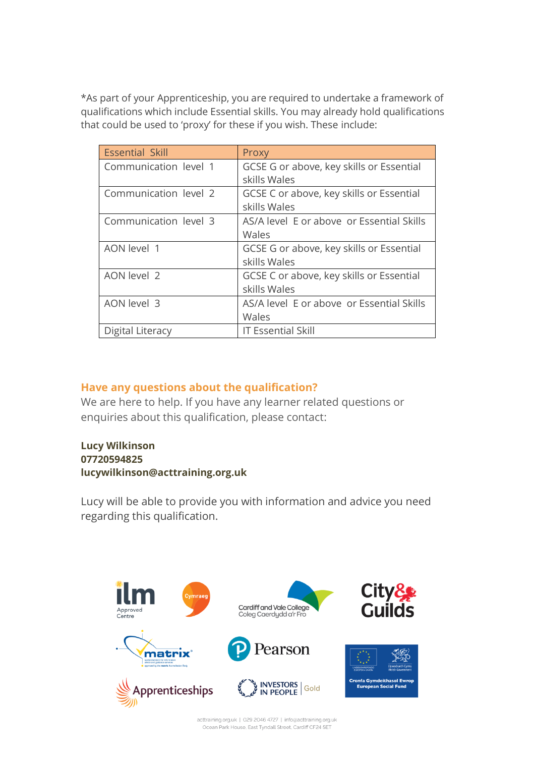*As part of your Apprenticeship, you are required to undertake a framework of qualifications which include Essential skills. You may already hold qualifications that could be used to 'proxy' for these if you wish. These include:

| Essential Skill | Proxy |
|---|---|
| Communication level 1 | GCSE G or above, key skills or Essential skills Wales |
| Communication level 2 | GCSE C or above, key skills or Essential skills Wales |
| Communication level 3 | AS/A level E or above or Essential Skills Wales |
| AON level 1 | GCSE G or above, key skills or Essential skills Wales |
| AON level 2 | GCSE C or above, key skills or Essential skills Wales |
| AON level 3 | AS/A level E or above or Essential Skills Wales |
| Digital Literacy | IT Essential Skill |

## Have any questions about the qualification?

We are here to help. If you have any learner related questions or enquiries about this qualification, please contact:

**Lucy Wilkinson**
**07720594825**
**lucywilkinson@acttraining.org.uk**

Lucy will be able to provide you with information and advice you need regarding this qualification.

acttraining.org.uk | 029 2046 4727 | info@acttraining.org.uk
Ocean Park House, East Tyndall Street, Cardiff CF24 5ET